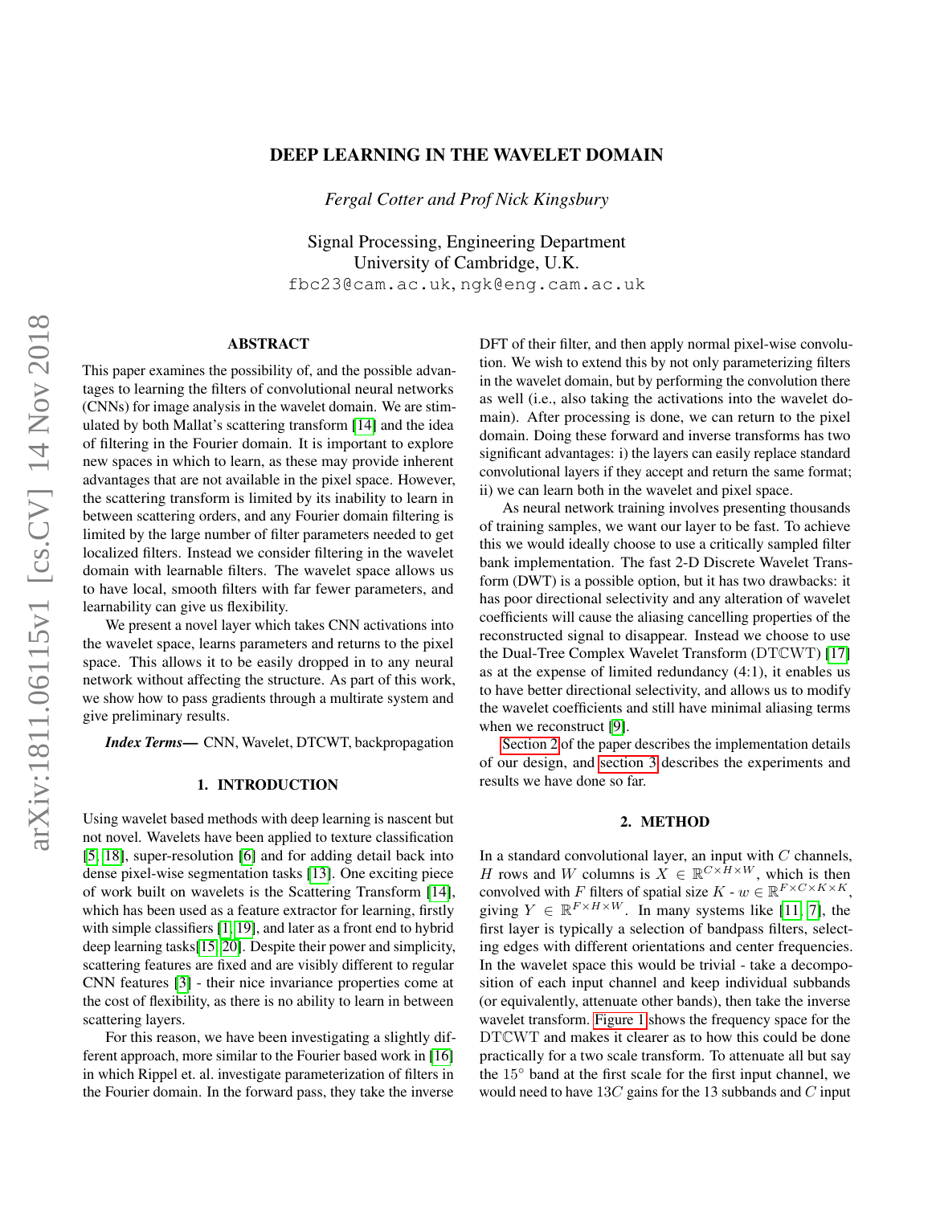# DEEP LEARNING IN THE WAVELET DOMAIN

*Fergal Cotter and Prof Nick Kingsbury*

Signal Processing, Engineering Department
University of Cambridge, U.K.
fbc23@cam.ac.uk, ngk@eng.cam.ac.uk

## ABSTRACT

This paper examines the possibility of, and the possible advantages to learning the filters of convolutional neural networks (CNNs) for image analysis in the wavelet domain. We are stimulated by both Mallat's scattering transform [14] and the idea of filtering in the Fourier domain. It is important to explore new spaces in which to learn, as these may provide inherent advantages that are not available in the pixel space. However, the scattering transform is limited by its inability to learn in between scattering orders, and any Fourier domain filtering is limited by the large number of filter parameters needed to get localized filters. Instead we consider filtering in the wavelet domain with learnable filters. The wavelet space allows us to have local, smooth filters with far fewer parameters, and learnability can give us flexibility.

We present a novel layer which takes CNN activations into the wavelet space, learns parameters and returns to the pixel space. This allows it to be easily dropped in to any neural network without affecting the structure. As part of this work, we show how to pass gradients through a multirate system and give preliminary results.

***Index Terms*—** CNN, Wavelet, DTCWT, backpropagation

## 1. INTRODUCTION

Using wavelet based methods with deep learning is nascent but not novel. Wavelets have been applied to texture classification [5, 18], super-resolution [6] and for adding detail back into dense pixel-wise segmentation tasks [13]. One exciting piece of work built on wavelets is the Scattering Transform [14], which has been used as a feature extractor for learning, firstly with simple classifiers [1, 19], and later as a front end to hybrid deep learning tasks[15, 20]. Despite their power and simplicity, scattering features are fixed and are visibly different to regular CNN features [3] - their nice invariance properties come at the cost of flexibility, as there is no ability to learn in between scattering layers.

For this reason, we have been investigating a slightly different approach, more similar to the Fourier based work in [16] in which Rippel et. al. investigate parameterization of filters in the Fourier domain. In the forward pass, they take the inverse DFT of their filter, and then apply normal pixel-wise convolution. We wish to extend this by not only parameterizing filters in the wavelet domain, but by performing the convolution there as well (i.e., also taking the activations into the wavelet domain). After processing is done, we can return to the pixel domain. Doing these forward and inverse transforms has two significant advantages: i) the layers can easily replace standard convolutional layers if they accept and return the same format; ii) we can learn both in the wavelet and pixel space.

As neural network training involves presenting thousands of training samples, we want our layer to be fast. To achieve this we would ideally choose to use a critically sampled filter bank implementation. The fast 2-D Discrete Wavelet Transform (DWT) is a possible option, but it has two drawbacks: it has poor directional selectivity and any alteration of wavelet coefficients will cause the aliasing cancelling properties of the reconstructed signal to disappear. Instead we choose to use the Dual-Tree Complex Wavelet Transform (DT$\mathbb{C}$WT) [17] as at the expense of limited redundancy (4:1), it enables us to have better directional selectivity, and allows us to modify the wavelet coefficients and still have minimal aliasing terms when we reconstruct [9].

Section 2 of the paper describes the implementation details of our design, and section 3 describes the experiments and results we have done so far.

## 2. METHOD

In a standard convolutional layer, an input with $C$ channels, $H$ rows and $W$ columns is $X \in \mathbb{R}^{C\times H\times W}$, which is then convolved with $F$ filters of spatial size $K$ - $w \in \mathbb{R}^{F\times C\times K\times K}$, giving $Y \in \mathbb{R}^{F\times H\times W}$. In many systems like [11, 7], the first layer is typically a selection of bandpass filters, selecting edges with different orientations and center frequencies. In the wavelet space this would be trivial - take a decomposition of each input channel and keep individual subbands (or equivalently, attenuate other bands), then take the inverse wavelet transform. Figure 1 shows the frequency space for the DT$\mathbb{C}$WT and makes it clearer as to how this could be done practically for a two scale transform. To attenuate all but say the $15^\circ$ band at the first scale for the first input channel, we would need to have $13C$ gains for the 13 subbands and $C$ input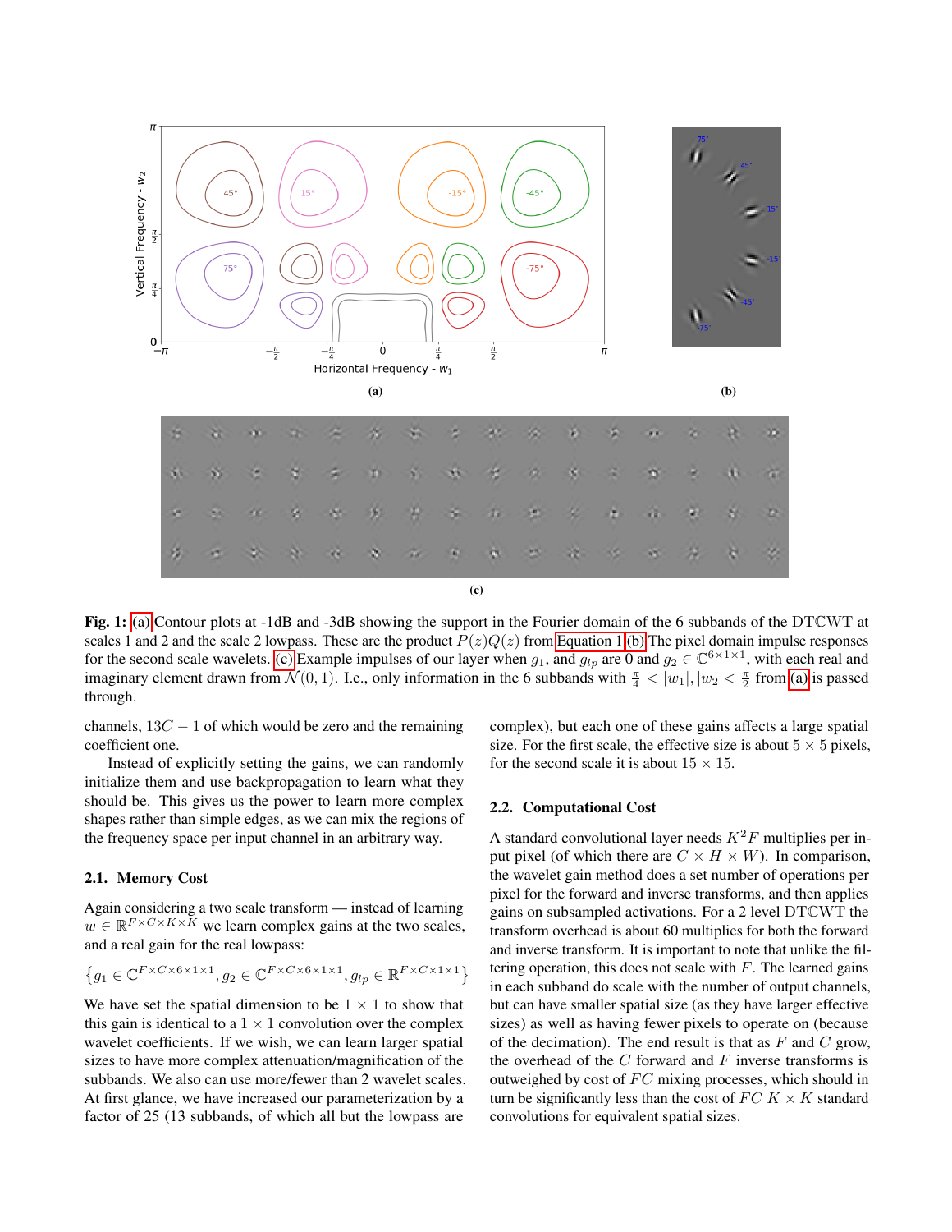**Fig. 1:** (a) Contour plots at -1dB and -3dB showing the support in the Fourier domain of the 6 subbands of the DT$\mathbb{C}$WT at scales 1 and 2 and the scale 2 lowpass. These are the product $P(z)Q(z)$ from Equation 1 (b) The pixel domain impulse responses for the second scale wavelets. (c) Example impulses of our layer when $g_1$, and $g_{lp}$ are 0 and $g_2 \in \mathbb{C}^{6\times 1\times 1}$, with each real and imaginary element drawn from $\mathcal{N}(0, 1)$. I.e., only information in the 6 subbands with $\frac{\pi}{4} < |w_1|, |w_2| < \frac{\pi}{2}$ from (a) is passed through.

channels, $13C - 1$ of which would be zero and the remaining coefficient one.

Instead of explicitly setting the gains, we can randomly initialize them and use backpropagation to learn what they should be. This gives us the power to learn more complex shapes rather than simple edges, as we can mix the regions of the frequency space per input channel in an arbitrary way.

### 2.1. Memory Cost

Again considering a two scale transform — instead of learning $w \in \mathbb{R}^{F\times C\times K\times K}$ we learn complex gains at the two scales, and a real gain for the real lowpass:

$$\left\{g_1 \in \mathbb{C}^{F\times C\times 6\times 1\times 1}, g_2 \in \mathbb{C}^{F\times C\times 6\times 1\times 1}, g_{lp} \in \mathbb{R}^{F\times C\times 1\times 1}\right\}$$

We have set the spatial dimension to be $1 \times 1$ to show that this gain is identical to a $1 \times 1$ convolution over the complex wavelet coefficients. If we wish, we can learn larger spatial sizes to have more complex attenuation/magnification of the subbands. We also can use more/fewer than 2 wavelet scales. At first glance, we have increased our parameterization by a factor of 25 (13 subbands, of which all but the lowpass are complex), but each one of these gains affects a large spatial size. For the first scale, the effective size is about $5 \times 5$ pixels, for the second scale it is about $15 \times 15$.

### 2.2. Computational Cost

A standard convolutional layer needs $K^2F$ multiplies per input pixel (of which there are $C \times H \times W$). In comparison, the wavelet gain method does a set number of operations per pixel for the forward and inverse transforms, and then applies gains on subsampled activations. For a 2 level DT$\mathbb{C}$WT the transform overhead is about 60 multiplies for both the forward and inverse transform. It is important to note that unlike the filtering operation, this does not scale with $F$. The learned gains in each subband do scale with the number of output channels, but can have smaller spatial size (as they have larger effective sizes) as well as having fewer pixels to operate on (because of the decimation). The end result is that as $F$ and $C$ grow, the overhead of the $C$ forward and $F$ inverse transforms is outweighed by cost of $FC$ mixing processes, which should in turn be significantly less than the cost of $FC$ $K \times K$ standard convolutions for equivalent spatial sizes.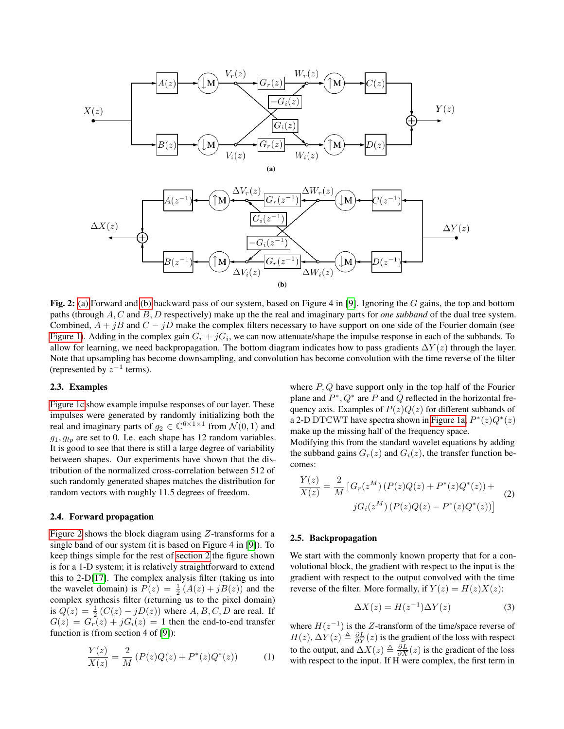**Fig. 2:** (a) Forward and (b) backward pass of our system, based on Figure 4 in [9]. Ignoring the $G$ gains, the top and bottom paths (through $A, C$ and $B, D$ respectively) make up the the real and imaginary parts for *one subband* of the dual tree system. Combined, $A + jB$ and $C - jD$ make the complex filters necessary to have support on one side of the Fourier domain (see Figure 1). Adding in the complex gain $G_r + jG_i$, we can now attenuate/shape the impulse response in each of the subbands. To allow for learning, we need backpropagation. The bottom diagram indicates how to pass gradients $\Delta Y(z)$ through the layer. Note that upsampling has become downsampling, and convolution has become convolution with the time reverse of the filter (represented by $z^{-1}$ terms).

### 2.3. Examples

Figure 1c show example impulse responses of our layer. These impulses were generated by randomly initializing both the real and imaginary parts of $g_2 \in \mathbb{C}^{6\times 1\times 1}$ from $\mathcal{N}(0, 1)$ and $g_1, g_{lp}$ are set to 0. I.e. each shape has 12 random variables. It is good to see that there is still a large degree of variability between shapes. Our experiments have shown that the distribution of the normalized cross-correlation between 512 of such randomly generated shapes matches the distribution for random vectors with roughly 11.5 degrees of freedom.

### 2.4. Forward propagation

Figure 2 shows the block diagram using $Z$-transforms for a single band of our system (it is based on Figure 4 in [9]). To keep things simple for the rest of section 2 the figure shown is for a 1-D system; it is relatively straightforward to extend this to 2-D[17]. The complex analysis filter (taking us into the wavelet domain) is $P(z) = \frac{1}{2}(A(z) + jB(z))$ and the complex synthesis filter (returning us to the pixel domain) is $Q(z) = \frac{1}{2}(C(z) - jD(z))$ where $A, B, C, D$ are real. If $G(z) = G_r(z) + jG_i(z) = 1$ then the end-to-end transfer function is (from section 4 of [9]):

$$\frac{Y(z)}{X(z)} = \frac{2}{M}\left(P(z)Q(z) + P^*(z)Q^*(z)\right) \tag{1}$$

where $P, Q$ have support only in the top half of the Fourier plane and $P^*, Q^*$ are $P$ and $Q$ reflected in the horizontal frequency axis. Examples of $P(z)Q(z)$ for different subbands of a 2-D DTℂWT have spectra shown in Figure 1a. $P^*(z)Q^*(z)$ make up the missing half of the frequency space.

Modifying this from the standard wavelet equations by adding the subband gains $G_r(z)$ and $G_i(z)$, the transfer function becomes:

$$\frac{Y(z)}{X(z)} = \frac{2}{M}\left[G_r(z^M)\left(P(z)Q(z) + P^*(z)Q^*(z)\right) + jG_i(z^M)\left(P(z)Q(z) - P^*(z)Q^*(z)\right)\right] \tag{2}$$

### 2.5. Backpropagation

We start with the commonly known property that for a convolutional block, the gradient with respect to the input is the gradient with respect to the output convolved with the time reverse of the filter. More formally, if $Y(z) = H(z)X(z)$:

$$\Delta X(z) = H(z^{-1})\Delta Y(z) \tag{3}$$

where $H(z^{-1})$ is the $Z$-transform of the time/space reverse of $H(z)$, $\Delta Y(z) \triangleq \frac{\partial L}{\partial Y}(z)$ is the gradient of the loss with respect to the output, and $\Delta X(z) \triangleq \frac{\partial L}{\partial X}(z)$ is the gradient of the loss with respect to the input. If H were complex, the first term in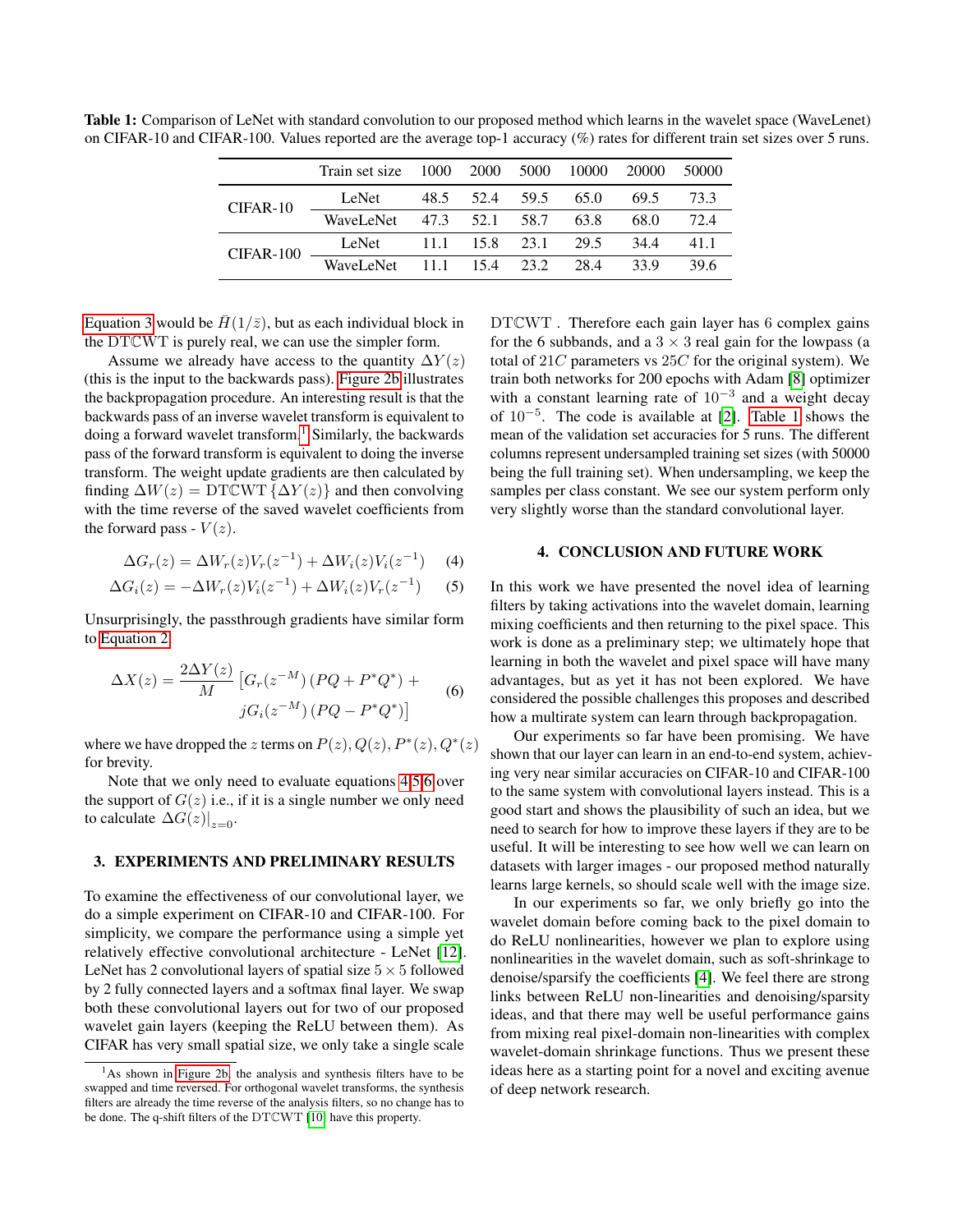**Table 1:** Comparison of LeNet with standard convolution to our proposed method which learns in the wavelet space (WaveLenet) on CIFAR-10 and CIFAR-100. Values reported are the average top-1 accuracy (%) rates for different train set sizes over 5 runs.

| | Train set size | 1000 | 2000 | 5000 | 10000 | 20000 | 50000 |
|---|---|---|---|---|---|---|---|
| CIFAR-10 | LeNet | 48.5 | 52.4 | 59.5 | 65.0 | 69.5 | 73.3 |
| | WaveLeNet | 47.3 | 52.1 | 58.7 | 63.8 | 68.0 | 72.4 |
| CIFAR-100 | LeNet | 11.1 | 15.8 | 23.1 | 29.5 | 34.4 | 41.1 |
| | WaveLeNet | 11.1 | 15.4 | 23.2 | 28.4 | 33.9 | 39.6 |

Equation 3 would be $\bar{H}(1/\bar{z})$, but as each individual block in the DT$\mathbb{C}$WT is purely real, we can use the simpler form.

Assume we already have access to the quantity $\Delta Y(z)$ (this is the input to the backwards pass). Figure 2b illustrates the backpropagation procedure. An interesting result is that the backwards pass of an inverse wavelet transform is equivalent to doing a forward wavelet transform.[1] Similarly, the backwards pass of the forward transform is equivalent to doing the inverse transform. The weight update gradients are then calculated by finding $\Delta W(z) = \text{DT}\mathbb{C}\text{WT}\{\Delta Y(z)\}$ and then convolving with the time reverse of the saved wavelet coefficients from the forward pass - $V(z)$.

$$\Delta G_r(z) = \Delta W_r(z) V_r(z^{-1}) + \Delta W_i(z) V_i(z^{-1}) \quad (4)$$

$$\Delta G_i(z) = -\Delta W_r(z) V_i(z^{-1}) + \Delta W_i(z) V_r(z^{-1}) \quad (5)$$

Unsurprisingly, the passthrough gradients have similar form to Equation 2:

$$\Delta X(z) = \frac{2\Delta Y(z)}{M} \left[ G_r(z^{-M}) \left( PQ + P^* Q^* \right) + jG_i(z^{-M}) \left( PQ - P^* Q^* \right) \right] \quad (6)$$

where we have dropped the $z$ terms on $P(z), Q(z), P^*(z), Q^*(z)$ for brevity.

Note that we only need to evaluate equations 4,5,6 over the support of $G(z)$ i.e., if it is a single number we only need to calculate $\Delta G(z)|_{z=0}$.

## 3. EXPERIMENTS AND PRELIMINARY RESULTS

To examine the effectiveness of our convolutional layer, we do a simple experiment on CIFAR-10 and CIFAR-100. For simplicity, we compare the performance using a simple yet relatively effective convolutional architecture - LeNet [12]. LeNet has 2 convolutional layers of spatial size $5 \times 5$ followed by 2 fully connected layers and a softmax final layer. We swap both these convolutional layers out for two of our proposed wavelet gain layers (keeping the ReLU between them). As CIFAR has very small spatial size, we only take a single scale DT$\mathbb{C}$WT . Therefore each gain layer has 6 complex gains for the 6 subbands, and a $3 \times 3$ real gain for the lowpass (a total of $21C$ parameters vs $25C$ for the original system). We train both networks for 200 epochs with Adam [8] optimizer with a constant learning rate of $10^{-3}$ and a weight decay of $10^{-5}$. The code is available at [2]. Table 1 shows the mean of the validation set accuracies for 5 runs. The different columns represent undersampled training set sizes (with 50000 being the full training set). When undersampling, we keep the samples per class constant. We see our system perform only very slightly worse than the standard convolutional layer.

## 4. CONCLUSION AND FUTURE WORK

In this work we have presented the novel idea of learning filters by taking activations into the wavelet domain, learning mixing coefficients and then returning to the pixel space. This work is done as a preliminary step; we ultimately hope that learning in both the wavelet and pixel space will have many advantages, but as yet it has not been explored. We have considered the possible challenges this proposes and described how a multirate system can learn through backpropagation.

Our experiments so far have been promising. We have shown that our layer can learn in an end-to-end system, achieving very near similar accuracies on CIFAR-10 and CIFAR-100 to the same system with convolutional layers instead. This is a good start and shows the plausibility of such an idea, but we need to search for how to improve these layers if they are to be useful. It will be interesting to see how well we can learn on datasets with larger images - our proposed method naturally learns large kernels, so should scale well with the image size.

In our experiments so far, we only briefly go into the wavelet domain before coming back to the pixel domain to do ReLU nonlinearities, however we plan to explore using nonlinearities in the wavelet domain, such as soft-shrinkage to denoise/sparsify the coefficients [4]. We feel there are strong links between ReLU non-linearities and denoising/sparsity ideas, and that there may well be useful performance gains from mixing real pixel-domain non-linearities with complex wavelet-domain shrinkage functions. Thus we present these ideas here as a starting point for a novel and exciting avenue of deep network research.

---

[1] As shown in Figure 2b, the analysis and synthesis filters have to be swapped and time reversed. For orthogonal wavelet transforms, the synthesis filters are already the time reverse of the analysis filters, so no change has to be done. The q-shift filters of the DT$\mathbb{C}$WT [10] have this property.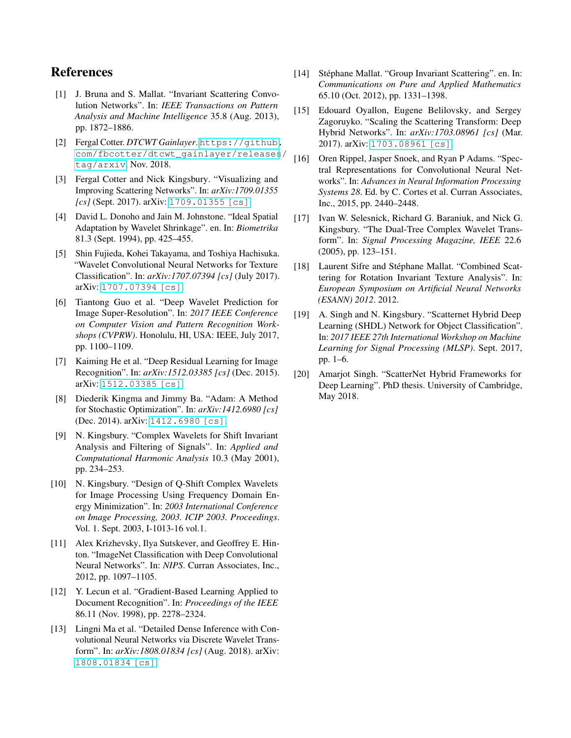## References

[1] J. Bruna and S. Mallat. "Invariant Scattering Convolution Networks". In: *IEEE Transactions on Pattern Analysis and Machine Intelligence* 35.8 (Aug. 2013), pp. 1872–1886.

[2] Fergal Cotter. *DTCWT Gainlayer*. https://github.com/fbcotter/dtcwt_gainlayer/releases/tag/arxiv. Nov. 2018.

[3] Fergal Cotter and Nick Kingsbury. "Visualizing and Improving Scattering Networks". In: *arXiv:1709.01355 [cs]* (Sept. 2017). arXiv: 1709.01355 [cs].

[4] David L. Donoho and Jain M. Johnstone. "Ideal Spatial Adaptation by Wavelet Shrinkage". en. In: *Biometrika* 81.3 (Sept. 1994), pp. 425–455.

[5] Shin Fujieda, Kohei Takayama, and Toshiya Hachisuka. "Wavelet Convolutional Neural Networks for Texture Classification". In: *arXiv:1707.07394 [cs]* (July 2017). arXiv: 1707.07394 [cs].

[6] Tiantong Guo et al. "Deep Wavelet Prediction for Image Super-Resolution". In: *2017 IEEE Conference on Computer Vision and Pattern Recognition Workshops (CVPRW)*. Honolulu, HI, USA: IEEE, July 2017, pp. 1100–1109.

[7] Kaiming He et al. "Deep Residual Learning for Image Recognition". In: *arXiv:1512.03385 [cs]* (Dec. 2015). arXiv: 1512.03385 [cs].

[8] Diederik Kingma and Jimmy Ba. "Adam: A Method for Stochastic Optimization". In: *arXiv:1412.6980 [cs]* (Dec. 2014). arXiv: 1412.6980 [cs].

[9] N. Kingsbury. "Complex Wavelets for Shift Invariant Analysis and Filtering of Signals". In: *Applied and Computational Harmonic Analysis* 10.3 (May 2001), pp. 234–253.

[10] N. Kingsbury. "Design of Q-Shift Complex Wavelets for Image Processing Using Frequency Domain Energy Minimization". In: *2003 International Conference on Image Processing, 2003. ICIP 2003. Proceedings*. Vol. 1. Sept. 2003, I-1013-16 vol.1.

[11] Alex Krizhevsky, Ilya Sutskever, and Geoffrey E. Hinton. "ImageNet Classification with Deep Convolutional Neural Networks". In: *NIPS*. Curran Associates, Inc., 2012, pp. 1097–1105.

[12] Y. Lecun et al. "Gradient-Based Learning Applied to Document Recognition". In: *Proceedings of the IEEE* 86.11 (Nov. 1998), pp. 2278–2324.

[13] Lingni Ma et al. "Detailed Dense Inference with Convolutional Neural Networks via Discrete Wavelet Transform". In: *arXiv:1808.01834 [cs]* (Aug. 2018). arXiv: 1808.01834 [cs].

[14] Stéphane Mallat. "Group Invariant Scattering". en. In: *Communications on Pure and Applied Mathematics* 65.10 (Oct. 2012), pp. 1331–1398.

[15] Edouard Oyallon, Eugene Belilovsky, and Sergey Zagoruyko. "Scaling the Scattering Transform: Deep Hybrid Networks". In: *arXiv:1703.08961 [cs]* (Mar. 2017). arXiv: 1703.08961 [cs].

[16] Oren Rippel, Jasper Snoek, and Ryan P Adams. "Spectral Representations for Convolutional Neural Networks". In: *Advances in Neural Information Processing Systems 28*. Ed. by C. Cortes et al. Curran Associates, Inc., 2015, pp. 2440–2448.

[17] Ivan W. Selesnick, Richard G. Baraniuk, and Nick G. Kingsbury. "The Dual-Tree Complex Wavelet Transform". In: *Signal Processing Magazine, IEEE* 22.6 (2005), pp. 123–151.

[18] Laurent Sifre and Stéphane Mallat. "Combined Scattering for Rotation Invariant Texture Analysis". In: *European Symposium on Artificial Neural Networks (ESANN) 2012*. 2012.

[19] A. Singh and N. Kingsbury. "Scatternet Hybrid Deep Learning (SHDL) Network for Object Classification". In: *2017 IEEE 27th International Workshop on Machine Learning for Signal Processing (MLSP)*. Sept. 2017, pp. 1–6.

[20] Amarjot Singh. "ScatterNet Hybrid Frameworks for Deep Learning". PhD thesis. University of Cambridge, May 2018.